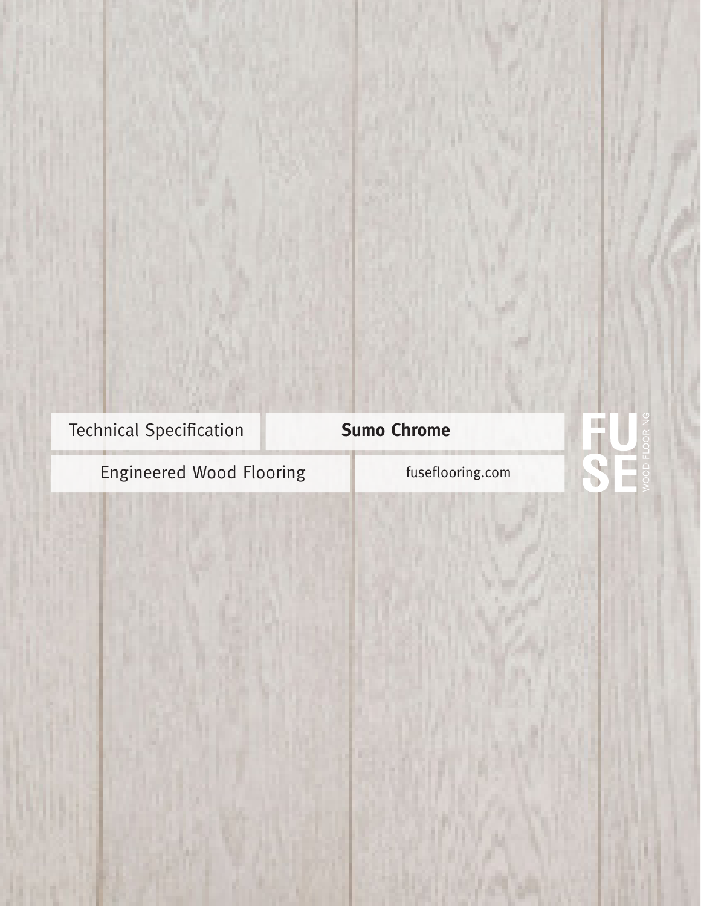Technical Specification

# Sumo Chrome

Engineered Wood Flooring

fuseflooring.com

FUSE WOOD FLOORING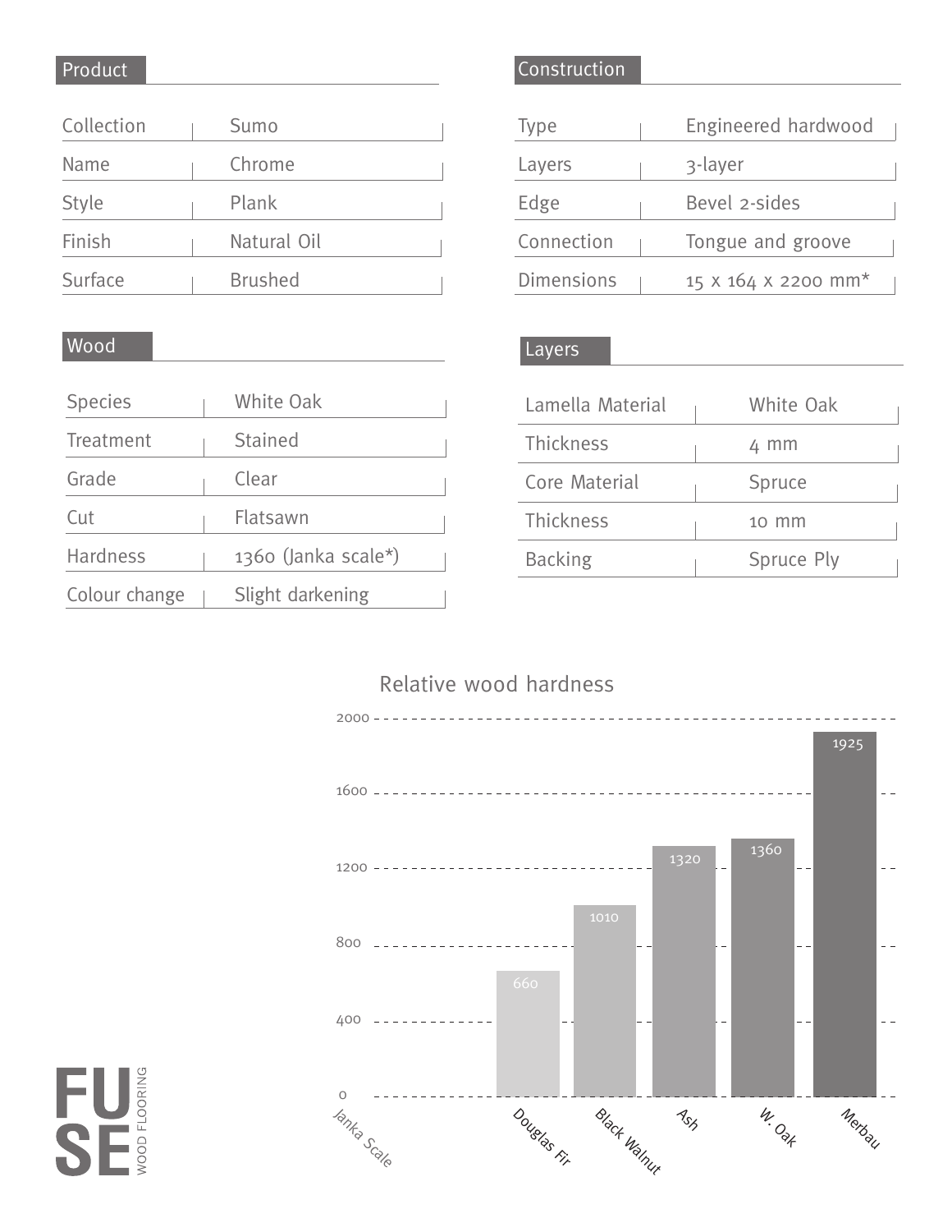## Product

| Collection | Sumo |
|---|---|
| Name | Chrome |
| Style | Plank |
| Finish | Natural Oil |
| Surface | Brushed |

## Construction

| Type | Engineered hardwood |
|---|---|
| Layers | 3-layer |
| Edge | Bevel 2-sides |
| Connection | Tongue and groove |
| Dimensions | 15 x 164 x 2200 mm* |

## Wood

| Species | White Oak |
|---|---|
| Treatment | Stained |
| Grade | Clear |
| Cut | Flatsawn |
| Hardness | 1360 (Janka scale*) |
| Colour change | Slight darkening |

## Layers

| Lamella Material | White Oak |
|---|---|
| Thickness | 4 mm |
| Core Material | Spruce |
| Thickness | 10 mm |
| Backing | Spruce Ply |

## Relative wood hardness

| Janka Scale | Hardness |
|---|---|
| Douglas Fir | 660 |
| Black Walnut | 1010 |
| Ash | 1320 |
| W. Oak | 1360 |
| Merbau | 1925 |

FUSE WOOD FLOORING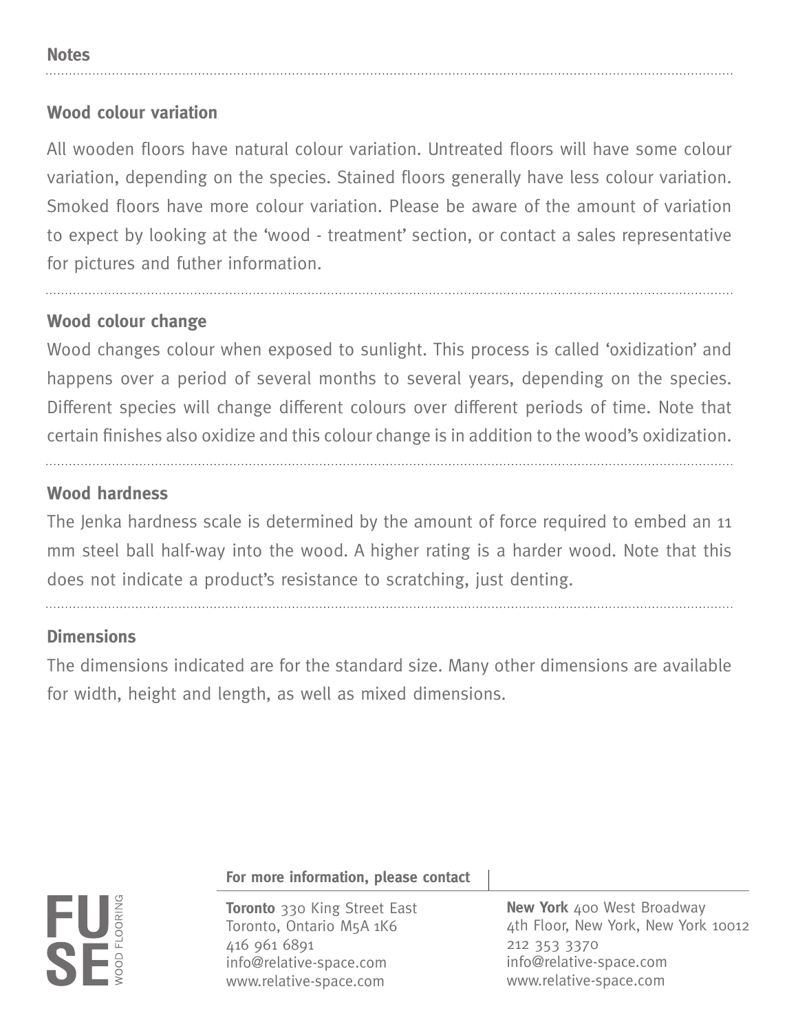## Notes

### Wood colour variation

All wooden floors have natural colour variation. Untreated floors will have some colour variation, depending on the species. Stained floors generally have less colour variation. Smoked floors have more colour variation. Please be aware of the amount of variation to expect by looking at the 'wood - treatment' section, or contact a sales representative for pictures and futher information.

### Wood colour change

Wood changes colour when exposed to sunlight. This process is called 'oxidization' and happens over a period of several months to several years, depending on the species. Different species will change different colours over different periods of time. Note that certain finishes also oxidize and this colour change is in addition to the wood's oxidization.

### Wood hardness

The Jenka hardness scale is determined by the amount of force required to embed an 11 mm steel ball half-way into the wood. A higher rating is a harder wood. Note that this does not indicate a product's resistance to scratching, just denting.

### Dimensions

The dimensions indicated are for the standard size. Many other dimensions are available for width, height and length, as well as mixed dimensions.

FUSE WOOD FLOORING

**For more information, please contact**

**Toronto** 330 King Street East
Toronto, Ontario M5A 1K6
416 961 6891
info@relative-space.com
www.relative-space.com

**New York** 400 West Broadway
4th Floor, New York, New York 10012
212 353 3370
info@relative-space.com
www.relative-space.com